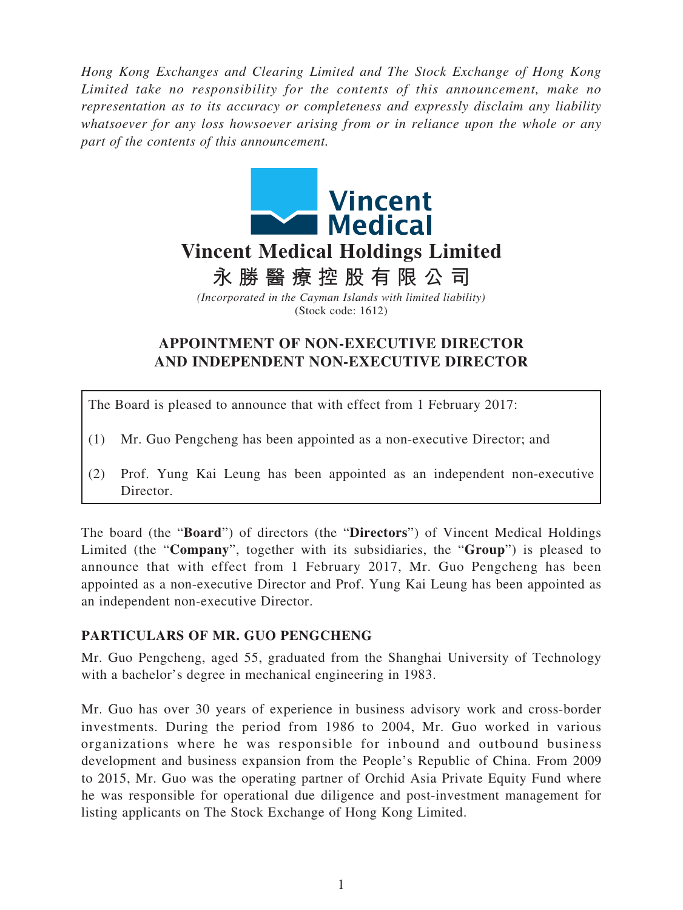*Hong Kong Exchanges and Clearing Limited and The Stock Exchange of Hong Kong Limited take no responsibility for the contents of this announcement, make no representation as to its accuracy or completeness and expressly disclaim any liability whatsoever for any loss howsoever arising from or in reliance upon the whole or any part of the contents of this announcement.*

# Vincent Medical Holdings Limited

# 永勝醫療控股有限公司

*(Incorporated in the Cayman Islands with limited liability)*
(Stock code: 1612)

## APPOINTMENT OF NON-EXECUTIVE DIRECTOR AND INDEPENDENT NON-EXECUTIVE DIRECTOR

The Board is pleased to announce that with effect from 1 February 2017:

(1) Mr. Guo Pengcheng has been appointed as a non-executive Director; and

(2) Prof. Yung Kai Leung has been appointed as an independent non-executive Director.

The board (the "**Board**") of directors (the "**Directors**") of Vincent Medical Holdings Limited (the "**Company**", together with its subsidiaries, the "**Group**") is pleased to announce that with effect from 1 February 2017, Mr. Guo Pengcheng has been appointed as a non-executive Director and Prof. Yung Kai Leung has been appointed as an independent non-executive Director.

### PARTICULARS OF MR. GUO PENGCHENG

Mr. Guo Pengcheng, aged 55, graduated from the Shanghai University of Technology with a bachelor's degree in mechanical engineering in 1983.

Mr. Guo has over 30 years of experience in business advisory work and cross-border investments. During the period from 1986 to 2004, Mr. Guo worked in various organizations where he was responsible for inbound and outbound business development and business expansion from the People's Republic of China. From 2009 to 2015, Mr. Guo was the operating partner of Orchid Asia Private Equity Fund where he was responsible for operational due diligence and post-investment management for listing applicants on The Stock Exchange of Hong Kong Limited.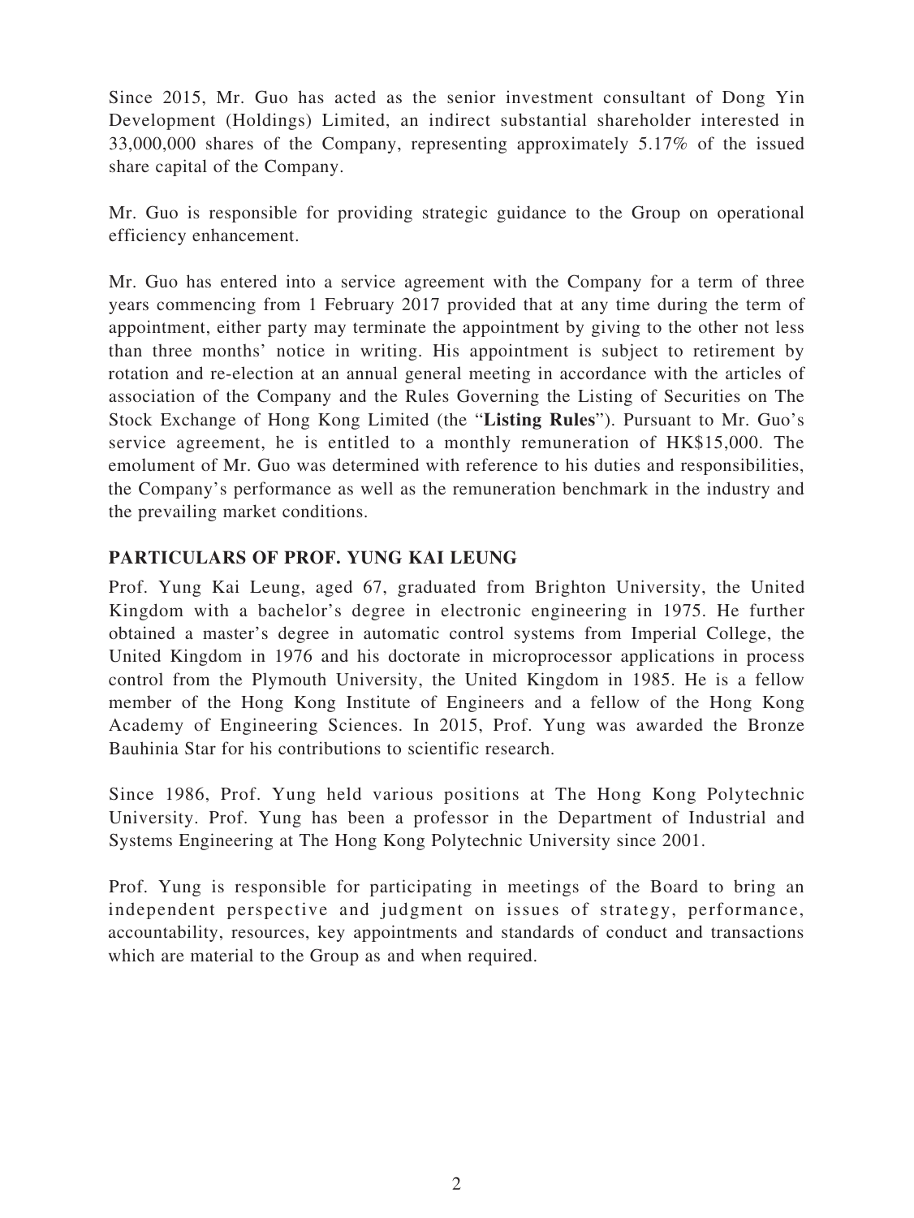Since 2015, Mr. Guo has acted as the senior investment consultant of Dong Yin Development (Holdings) Limited, an indirect substantial shareholder interested in 33,000,000 shares of the Company, representing approximately 5.17% of the issued share capital of the Company.

Mr. Guo is responsible for providing strategic guidance to the Group on operational efficiency enhancement.

Mr. Guo has entered into a service agreement with the Company for a term of three years commencing from 1 February 2017 provided that at any time during the term of appointment, either party may terminate the appointment by giving to the other not less than three months' notice in writing. His appointment is subject to retirement by rotation and re-election at an annual general meeting in accordance with the articles of association of the Company and the Rules Governing the Listing of Securities on The Stock Exchange of Hong Kong Limited (the "**Listing Rules**"). Pursuant to Mr. Guo's service agreement, he is entitled to a monthly remuneration of HK$15,000. The emolument of Mr. Guo was determined with reference to his duties and responsibilities, the Company's performance as well as the remuneration benchmark in the industry and the prevailing market conditions.

## PARTICULARS OF PROF. YUNG KAI LEUNG

Prof. Yung Kai Leung, aged 67, graduated from Brighton University, the United Kingdom with a bachelor's degree in electronic engineering in 1975. He further obtained a master's degree in automatic control systems from Imperial College, the United Kingdom in 1976 and his doctorate in microprocessor applications in process control from the Plymouth University, the United Kingdom in 1985. He is a fellow member of the Hong Kong Institute of Engineers and a fellow of the Hong Kong Academy of Engineering Sciences. In 2015, Prof. Yung was awarded the Bronze Bauhinia Star for his contributions to scientific research.

Since 1986, Prof. Yung held various positions at The Hong Kong Polytechnic University. Prof. Yung has been a professor in the Department of Industrial and Systems Engineering at The Hong Kong Polytechnic University since 2001.

Prof. Yung is responsible for participating in meetings of the Board to bring an independent perspective and judgment on issues of strategy, performance, accountability, resources, key appointments and standards of conduct and transactions which are material to the Group as and when required.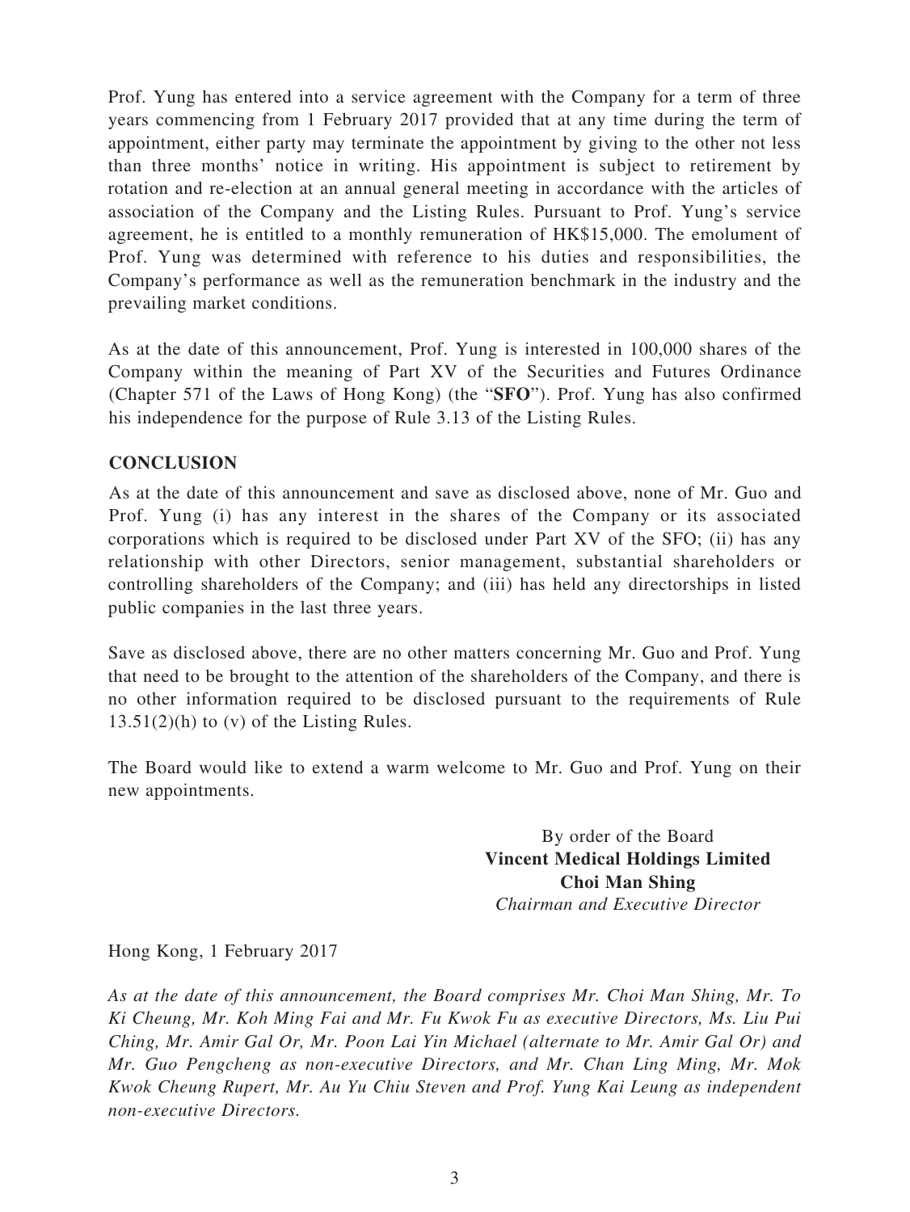Prof. Yung has entered into a service agreement with the Company for a term of three years commencing from 1 February 2017 provided that at any time during the term of appointment, either party may terminate the appointment by giving to the other not less than three months' notice in writing. His appointment is subject to retirement by rotation and re-election at an annual general meeting in accordance with the articles of association of the Company and the Listing Rules. Pursuant to Prof. Yung's service agreement, he is entitled to a monthly remuneration of HK$15,000. The emolument of Prof. Yung was determined with reference to his duties and responsibilities, the Company's performance as well as the remuneration benchmark in the industry and the prevailing market conditions.

As at the date of this announcement, Prof. Yung is interested in 100,000 shares of the Company within the meaning of Part XV of the Securities and Futures Ordinance (Chapter 571 of the Laws of Hong Kong) (the "**SFO**"). Prof. Yung has also confirmed his independence for the purpose of Rule 3.13 of the Listing Rules.

## CONCLUSION

As at the date of this announcement and save as disclosed above, none of Mr. Guo and Prof. Yung (i) has any interest in the shares of the Company or its associated corporations which is required to be disclosed under Part XV of the SFO; (ii) has any relationship with other Directors, senior management, substantial shareholders or controlling shareholders of the Company; and (iii) has held any directorships in listed public companies in the last three years.

Save as disclosed above, there are no other matters concerning Mr. Guo and Prof. Yung that need to be brought to the attention of the shareholders of the Company, and there is no other information required to be disclosed pursuant to the requirements of Rule 13.51(2)(h) to (v) of the Listing Rules.

The Board would like to extend a warm welcome to Mr. Guo and Prof. Yung on their new appointments.

By order of the Board
**Vincent Medical Holdings Limited**
**Choi Man Shing**
*Chairman and Executive Director*

Hong Kong, 1 February 2017

*As at the date of this announcement, the Board comprises Mr. Choi Man Shing, Mr. To Ki Cheung, Mr. Koh Ming Fai and Mr. Fu Kwok Fu as executive Directors, Ms. Liu Pui Ching, Mr. Amir Gal Or, Mr. Poon Lai Yin Michael (alternate to Mr. Amir Gal Or) and Mr. Guo Pengcheng as non-executive Directors, and Mr. Chan Ling Ming, Mr. Mok Kwok Cheung Rupert, Mr. Au Yu Chiu Steven and Prof. Yung Kai Leung as independent non-executive Directors.*